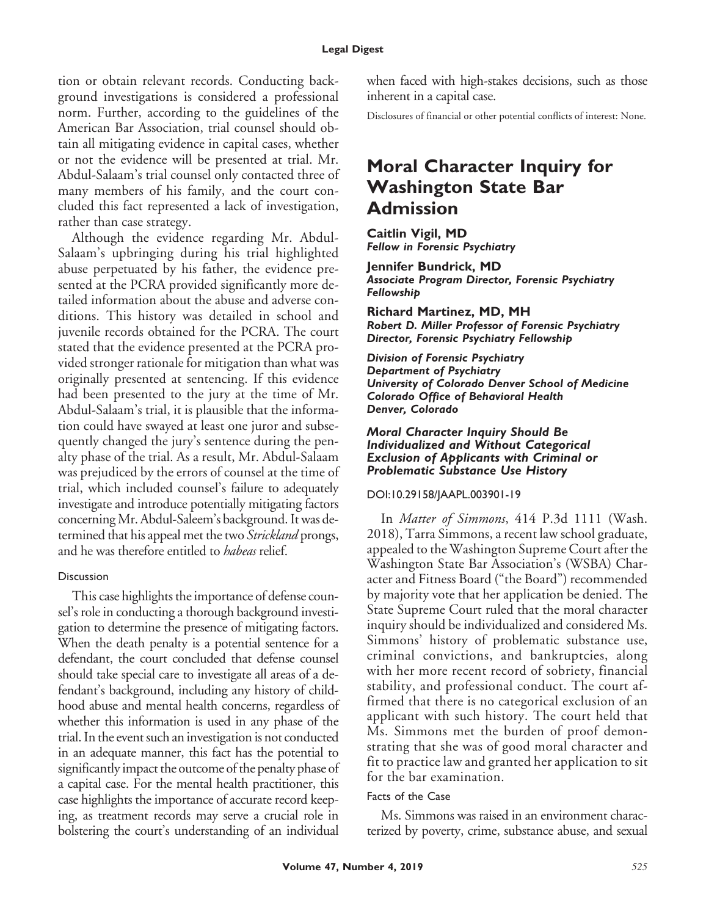tion or obtain relevant records. Conducting background investigations is considered a professional norm. Further, according to the guidelines of the American Bar Association, trial counsel should obtain all mitigating evidence in capital cases, whether or not the evidence will be presented at trial. Mr. Abdul-Salaam's trial counsel only contacted three of many members of his family, and the court concluded this fact represented a lack of investigation, rather than case strategy.

Although the evidence regarding Mr. Abdul-Salaam's upbringing during his trial highlighted abuse perpetuated by his father, the evidence presented at the PCRA provided significantly more detailed information about the abuse and adverse conditions. This history was detailed in school and juvenile records obtained for the PCRA. The court stated that the evidence presented at the PCRA provided stronger rationale for mitigation than what was originally presented at sentencing. If this evidence had been presented to the jury at the time of Mr. Abdul-Salaam's trial, it is plausible that the information could have swayed at least one juror and subsequently changed the jury's sentence during the penalty phase of the trial. As a result, Mr. Abdul-Salaam was prejudiced by the errors of counsel at the time of trial, which included counsel's failure to adequately investigate and introduce potentially mitigating factors concerning Mr. Abdul-Saleem's background. It was determined that his appeal met the two *Strickland* prongs, and he was therefore entitled to *habeas* relief.

### Discussion

This case highlights the importance of defense counsel's role in conducting a thorough background investigation to determine the presence of mitigating factors. When the death penalty is a potential sentence for a defendant, the court concluded that defense counsel should take special care to investigate all areas of a defendant's background, including any history of childhood abuse and mental health concerns, regardless of whether this information is used in any phase of the trial. In the event such an investigation is not conducted in an adequate manner, this fact has the potential to significantly impact the outcome of the penalty phase of a capital case. For the mental health practitioner, this case highlights the importance of accurate record keeping, as treatment records may serve a crucial role in bolstering the court's understanding of an individual when faced with high-stakes decisions, such as those inherent in a capital case.

Disclosures of financial or other potential conflicts of interest: None.

## Moral Character Inquiry for Washington State Bar Admission

**Caitlin Vigil, MD**
*Fellow in Forensic Psychiatry*

**Jennifer Bundrick, MD**
*Associate Program Director, Forensic Psychiatry Fellowship*

**Richard Martinez, MD, MH**
*Robert D. Miller Professor of Forensic Psychiatry*
*Director, Forensic Psychiatry Fellowship*

*Division of Forensic Psychiatry*
*Department of Psychiatry*
*University of Colorado Denver School of Medicine*
*Colorado Office of Behavioral Health*
*Denver, Colorado*

### *Moral Character Inquiry Should Be Individualized and Without Categorical Exclusion of Applicants with Criminal or Problematic Substance Use History*

DOI:10.29158/JAAPL.003901-19

In *Matter of Simmons*, 414 P.3d 1111 (Wash. 2018), Tarra Simmons, a recent law school graduate, appealed to the Washington Supreme Court after the Washington State Bar Association's (WSBA) Character and Fitness Board ("the Board") recommended by majority vote that her application be denied. The State Supreme Court ruled that the moral character inquiry should be individualized and considered Ms. Simmons' history of problematic substance use, criminal convictions, and bankruptcies, along with her more recent record of sobriety, financial stability, and professional conduct. The court affirmed that there is no categorical exclusion of an applicant with such history. The court held that Ms. Simmons met the burden of proof demonstrating that she was of good moral character and fit to practice law and granted her application to sit for the bar examination.

### Facts of the Case

Ms. Simmons was raised in an environment characterized by poverty, crime, substance abuse, and sexual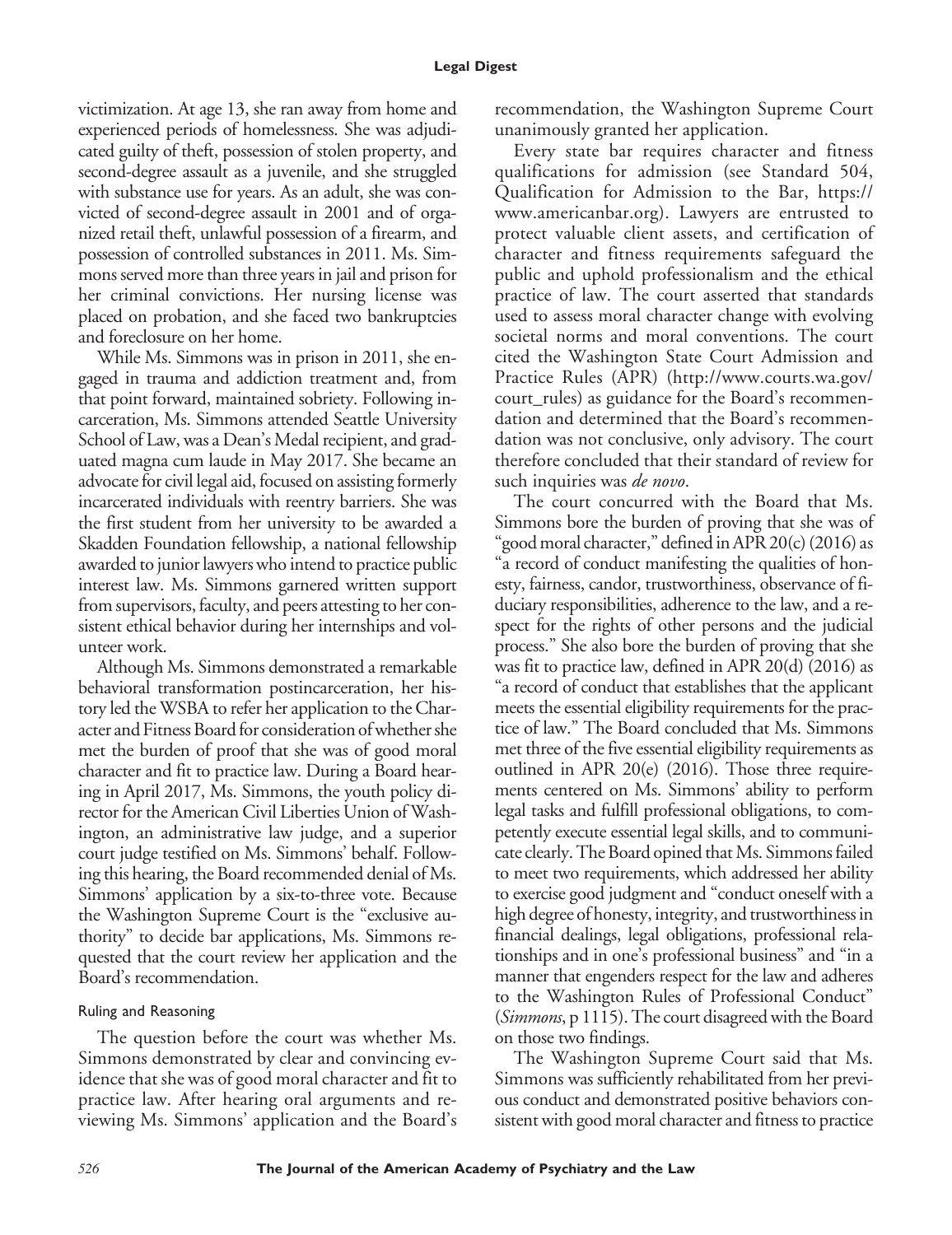victimization. At age 13, she ran away from home and experienced periods of homelessness. She was adjudicated guilty of theft, possession of stolen property, and second-degree assault as a juvenile, and she struggled with substance use for years. As an adult, she was convicted of second-degree assault in 2001 and of organized retail theft, unlawful possession of a firearm, and possession of controlled substances in 2011. Ms. Simmons served more than three years in jail and prison for her criminal convictions. Her nursing license was placed on probation, and she faced two bankruptcies and foreclosure on her home.

While Ms. Simmons was in prison in 2011, she engaged in trauma and addiction treatment and, from that point forward, maintained sobriety. Following incarceration, Ms. Simmons attended Seattle University School of Law, was a Dean's Medal recipient, and graduated magna cum laude in May 2017. She became an advocate for civil legal aid, focused on assisting formerly incarcerated individuals with reentry barriers. She was the first student from her university to be awarded a Skadden Foundation fellowship, a national fellowship awarded to junior lawyers who intend to practice public interest law. Ms. Simmons garnered written support from supervisors, faculty, and peers attesting to her consistent ethical behavior during her internships and volunteer work.

Although Ms. Simmons demonstrated a remarkable behavioral transformation postincarceration, her history led the WSBA to refer her application to the Character and Fitness Board for consideration of whether she met the burden of proof that she was of good moral character and fit to practice law. During a Board hearing in April 2017, Ms. Simmons, the youth policy director for the American Civil Liberties Union of Washington, an administrative law judge, and a superior court judge testified on Ms. Simmons' behalf. Following this hearing, the Board recommended denial of Ms. Simmons' application by a six-to-three vote. Because the Washington Supreme Court is the "exclusive authority" to decide bar applications, Ms. Simmons requested that the court review her application and the Board's recommendation.

### Ruling and Reasoning

The question before the court was whether Ms. Simmons demonstrated by clear and convincing evidence that she was of good moral character and fit to practice law. After hearing oral arguments and reviewing Ms. Simmons' application and the Board's recommendation, the Washington Supreme Court unanimously granted her application.

Every state bar requires character and fitness qualifications for admission (see Standard 504, Qualification for Admission to the Bar, https://www.americanbar.org). Lawyers are entrusted to protect valuable client assets, and certification of character and fitness requirements safeguard the public and uphold professionalism and the ethical practice of law. The court asserted that standards used to assess moral character change with evolving societal norms and moral conventions. The court cited the Washington State Court Admission and Practice Rules (APR) (http://www.courts.wa.gov/court_rules) as guidance for the Board's recommendation and determined that the Board's recommendation was not conclusive, only advisory. The court therefore concluded that their standard of review for such inquiries was *de novo*.

The court concurred with the Board that Ms. Simmons bore the burden of proving that she was of "good moral character," defined in APR 20(c) (2016) as "a record of conduct manifesting the qualities of honesty, fairness, candor, trustworthiness, observance of fiduciary responsibilities, adherence to the law, and a respect for the rights of other persons and the judicial process." She also bore the burden of proving that she was fit to practice law, defined in APR 20(d) (2016) as "a record of conduct that establishes that the applicant meets the essential eligibility requirements for the practice of law." The Board concluded that Ms. Simmons met three of the five essential eligibility requirements as outlined in APR 20(e) (2016). Those three requirements centered on Ms. Simmons' ability to perform legal tasks and fulfill professional obligations, to competently execute essential legal skills, and to communicate clearly. The Board opined that Ms. Simmons failed to meet two requirements, which addressed her ability to exercise good judgment and "conduct oneself with a high degree of honesty, integrity, and trustworthiness in financial dealings, legal obligations, professional relationships and in one's professional business" and "in a manner that engenders respect for the law and adheres to the Washington Rules of Professional Conduct" (*Simmons*, p 1115). The court disagreed with the Board on those two findings.

The Washington Supreme Court said that Ms. Simmons was sufficiently rehabilitated from her previous conduct and demonstrated positive behaviors consistent with good moral character and fitness to practice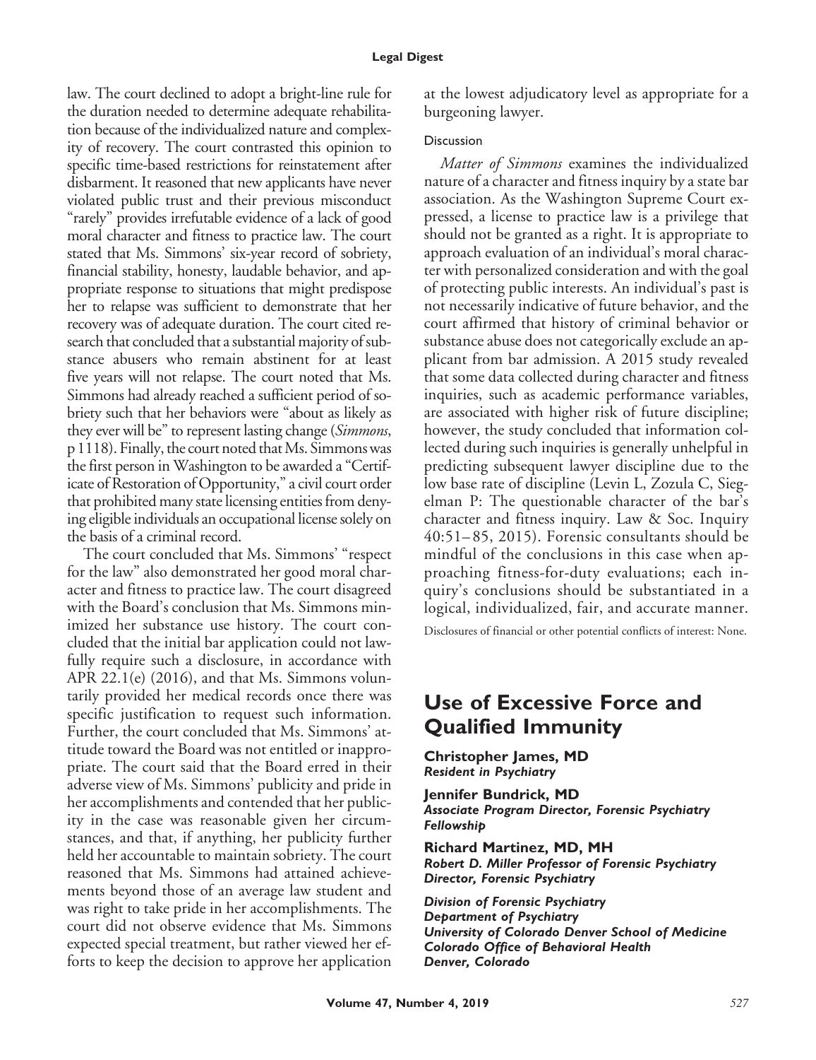law. The court declined to adopt a bright-line rule for the duration needed to determine adequate rehabilitation because of the individualized nature and complexity of recovery. The court contrasted this opinion to specific time-based restrictions for reinstatement after disbarment. It reasoned that new applicants have never violated public trust and their previous misconduct "rarely" provides irrefutable evidence of a lack of good moral character and fitness to practice law. The court stated that Ms. Simmons' six-year record of sobriety, financial stability, honesty, laudable behavior, and appropriate response to situations that might predispose her to relapse was sufficient to demonstrate that her recovery was of adequate duration. The court cited research that concluded that a substantial majority of substance abusers who remain abstinent for at least five years will not relapse. The court noted that Ms. Simmons had already reached a sufficient period of sobriety such that her behaviors were "about as likely as they ever will be" to represent lasting change (*Simmons*, p 1118). Finally, the court noted that Ms. Simmons was the first person in Washington to be awarded a "Certificate of Restoration of Opportunity," a civil court order that prohibited many state licensing entities from denying eligible individuals an occupational license solely on the basis of a criminal record.

The court concluded that Ms. Simmons' "respect for the law" also demonstrated her good moral character and fitness to practice law. The court disagreed with the Board's conclusion that Ms. Simmons minimized her substance use history. The court concluded that the initial bar application could not lawfully require such a disclosure, in accordance with APR 22.1(e) (2016), and that Ms. Simmons voluntarily provided her medical records once there was specific justification to request such information. Further, the court concluded that Ms. Simmons' attitude toward the Board was not entitled or inappropriate. The court said that the Board erred in their adverse view of Ms. Simmons' publicity and pride in her accomplishments and contended that her publicity in the case was reasonable given her circumstances, and that, if anything, her publicity further held her accountable to maintain sobriety. The court reasoned that Ms. Simmons had attained achievements beyond those of an average law student and was right to take pride in her accomplishments. The court did not observe evidence that Ms. Simmons expected special treatment, but rather viewed her efforts to keep the decision to approve her application at the lowest adjudicatory level as appropriate for a burgeoning lawyer.

### Discussion

*Matter of Simmons* examines the individualized nature of a character and fitness inquiry by a state bar association. As the Washington Supreme Court expressed, a license to practice law is a privilege that should not be granted as a right. It is appropriate to approach evaluation of an individual's moral character with personalized consideration and with the goal of protecting public interests. An individual's past is not necessarily indicative of future behavior, and the court affirmed that history of criminal behavior or substance abuse does not categorically exclude an applicant from bar admission. A 2015 study revealed that some data collected during character and fitness inquiries, such as academic performance variables, are associated with higher risk of future discipline; however, the study concluded that information collected during such inquiries is generally unhelpful in predicting subsequent lawyer discipline due to the low base rate of discipline (Levin L, Zozula C, Siegelman P: The questionable character of the bar's character and fitness inquiry. Law & Soc. Inquiry 40:51–85, 2015). Forensic consultants should be mindful of the conclusions in this case when approaching fitness-for-duty evaluations; each inquiry's conclusions should be substantiated in a logical, individualized, fair, and accurate manner.

Disclosures of financial or other potential conflicts of interest: None.

## Use of Excessive Force and Qualified Immunity

**Christopher James, MD**
***Resident in Psychiatry***

**Jennifer Bundrick, MD**
***Associate Program Director, Forensic Psychiatry Fellowship***

**Richard Martinez, MD, MH**
***Robert D. Miller Professor of Forensic Psychiatry***
***Director, Forensic Psychiatry***

***Division of Forensic Psychiatry***
***Department of Psychiatry***
***University of Colorado Denver School of Medicine***
***Colorado Office of Behavioral Health***
***Denver, Colorado***